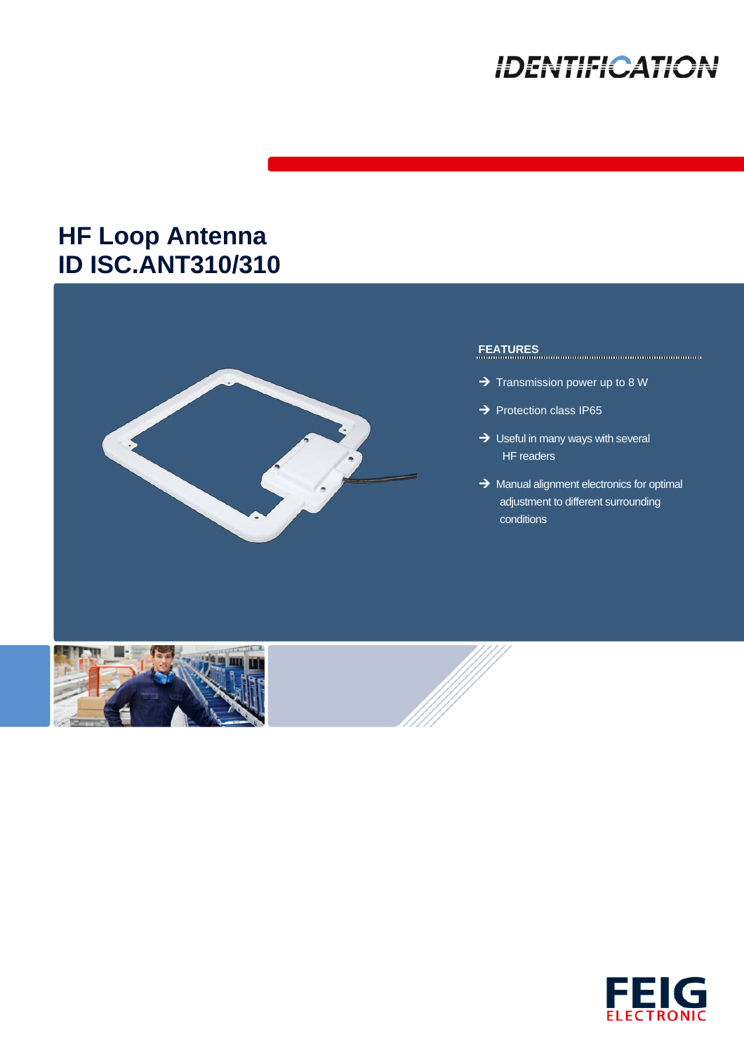IDENTIFICATION

# HF Loop Antenna
# ID ISC.ANT310/310

## FEATURES

- Transmission power up to 8 W
- Protection class IP65
- Useful in many ways with several HF readers
- Manual alignment electronics for optimal adjustment to different surrounding conditions

FEIG ELECTRONIC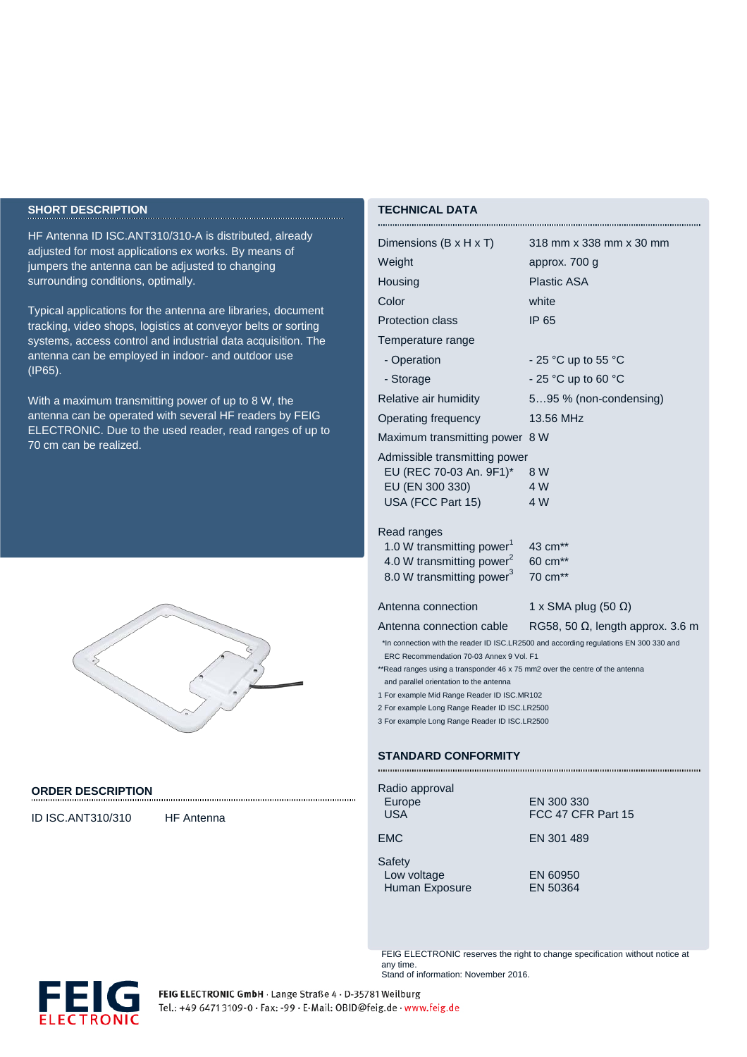## SHORT DESCRIPTION

HF Antenna ID ISC.ANT310/310-A is distributed, already adjusted for most applications ex works. By means of jumpers the antenna can be adjusted to changing surrounding conditions, optimally.

Typical applications for the antenna are libraries, document tracking, video shops, logistics at conveyor belts or sorting systems, access control and industrial data acquisition. The antenna can be employed in indoor- and outdoor use (IP65).

With a maximum transmitting power of up to 8 W, the antenna can be operated with several HF readers by FEIG ELECTRONIC. Due to the used reader, read ranges of up to 70 cm can be realized.

## ORDER DESCRIPTION

| | |
|---|---|
| ID ISC.ANT310/310 | HF Antenna |

## TECHNICAL DATA

| | |
|---|---|
| Dimensions (B x H x T) | 318 mm x 338 mm x 30 mm |
| Weight | approx. 700 g |
| Housing | Plastic ASA |
| Color | white |
| Protection class | IP 65 |
| Temperature range | |
| - Operation | - 25 °C up to 55 °C |
| - Storage | - 25 °C up to 60 °C |
| Relative air humidity | 5…95 % (non-condensing) |
| Operating frequency | 13.56 MHz |
| Maximum transmitting power | 8 W |
| Admissible transmitting power | |
| EU (REC 70-03 An. 9F1)* | 8 W |
| EU (EN 300 330) | 4 W |
| USA (FCC Part 15) | 4 W |
| Read ranges | |
| 1.0 W transmitting power[1] | 43 cm** |
| 4.0 W transmitting power[2] | 60 cm** |
| 8.0 W transmitting power[3] | 70 cm** |
| Antenna connection | 1 x SMA plug (50 Ω) |
| Antenna connection cable | RG58, 50 Ω, length approx. 3.6 m |

*In connection with the reader ID ISC.LR2500 and according regulations EN 300 330 and ERC Recommendation 70-03 Annex 9 Vol. F1

**Read ranges using a transponder 46 x 75 mm2 over the centre of the antenna and parallel orientation to the antenna

1 For example Mid Range Reader ID ISC.MR102

2 For example Long Range Reader ID ISC.LR2500

3 For example Long Range Reader ID ISC.LR2500

## STANDARD CONFORMITY

| | |
|---|---|
| Radio approval | |
| Europe | EN 300 330 |
| USA | FCC 47 CFR Part 15 |
| EMC | EN 301 489 |
| Safety | |
| Low voltage | EN 60950 |
| Human Exposure | EN 50364 |

FEIG ELECTRONIC reserves the right to change specification without notice at any time.
Stand of information: November 2016.

FEIG ELECTRONIC

**FEIG ELECTRONIC GmbH** · Lange Straße 4 · D-35781 Weilburg
Tel.: +49 6471 3109-0 · Fax: -99 · E-Mail: OBID@feig.de · www.feig.de